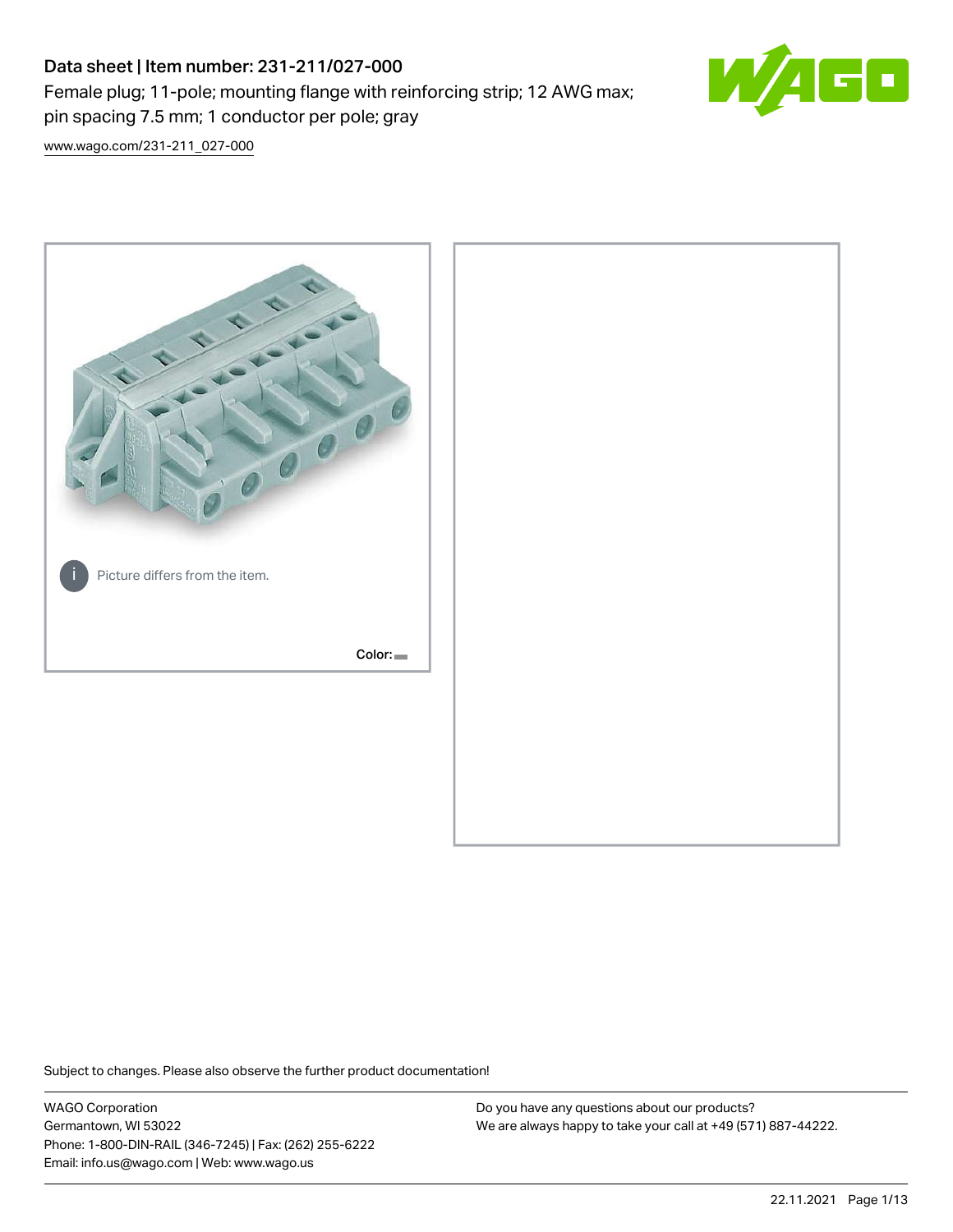# Data sheet | Item number: 231-211/027-000

Female plug; 11-pole; mounting flange with reinforcing strip; 12 AWG max; pin spacing 7.5 mm; 1 conductor per pole; gray

www.wago.com/231-211_027-000

Picture differs from the item.

Color:

Subject to changes. Please also observe the further product documentation!

WAGO Corporation
Germantown, WI 53022
Phone: 1-800-DIN-RAIL (346-7245) | Fax: (262) 255-6222
Email: info.us@wago.com | Web: www.wago.us

Do you have any questions about our products?
We are always happy to take your call at +49 (571) 887-44222.

22.11.2021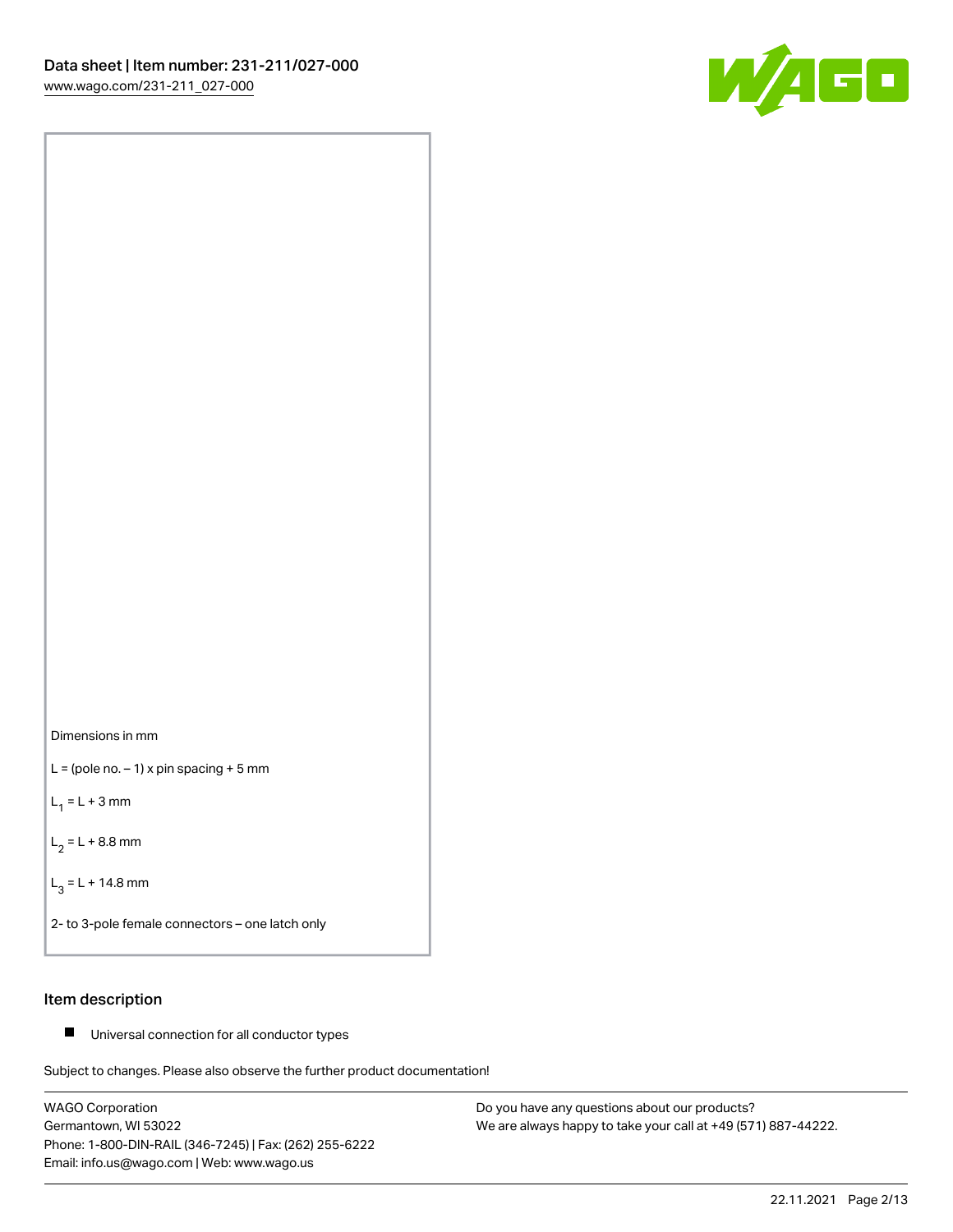Dimensions in mm

L = (pole no. – 1) x pin spacing + 5 mm

$L_1$ = L + 3 mm

$L_2$ = L + 8.8 mm

$L_3$ = L + 14.8 mm

2- to 3-pole female connectors – one latch only

## Item description

- Universal connection for all conductor types

Subject to changes. Please also observe the further product documentation!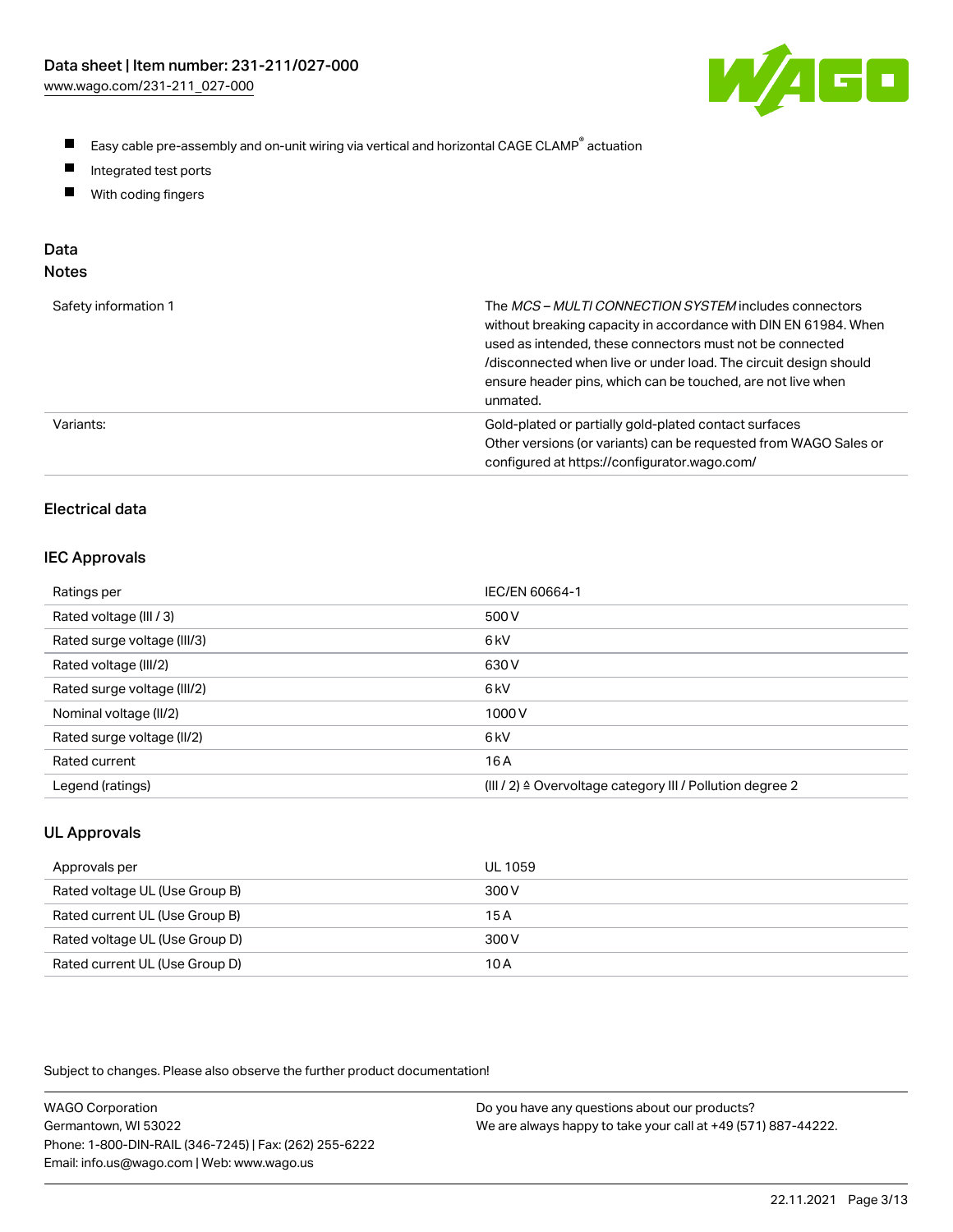- Easy cable pre-assembly and on-unit wiring via vertical and horizontal CAGE CLAMP® actuation
- Integrated test ports
- With coding fingers

## Data

### Notes

| | |
|---|---|
| Safety information 1 | The *MCS – MULTI CONNECTION SYSTEM* includes connectors without breaking capacity in accordance with DIN EN 61984. When used as intended, these connectors must not be connected /disconnected when live or under load. The circuit design should ensure header pins, which can be touched, are not live when unmated. |
| Variants: | Gold-plated or partially gold-plated contact surfaces<br>Other versions (or variants) can be requested from WAGO Sales or configured at https://configurator.wago.com/ |

## Electrical data

### IEC Approvals

| | |
|---|---|
| Ratings per | IEC/EN 60664-1 |
| Rated voltage (III / 3) | 500 V |
| Rated surge voltage (III/3) | 6 kV |
| Rated voltage (III/2) | 630 V |
| Rated surge voltage (III/2) | 6 kV |
| Nominal voltage (II/2) | 1000 V |
| Rated surge voltage (II/2) | 6 kV |
| Rated current | 16 A |
| Legend (ratings) | (III / 2) ≙ Overvoltage category III / Pollution degree 2 |

### UL Approvals

| | |
|---|---|
| Approvals per | UL 1059 |
| Rated voltage UL (Use Group B) | 300 V |
| Rated current UL (Use Group B) | 15 A |
| Rated voltage UL (Use Group D) | 300 V |
| Rated current UL (Use Group D) | 10 A |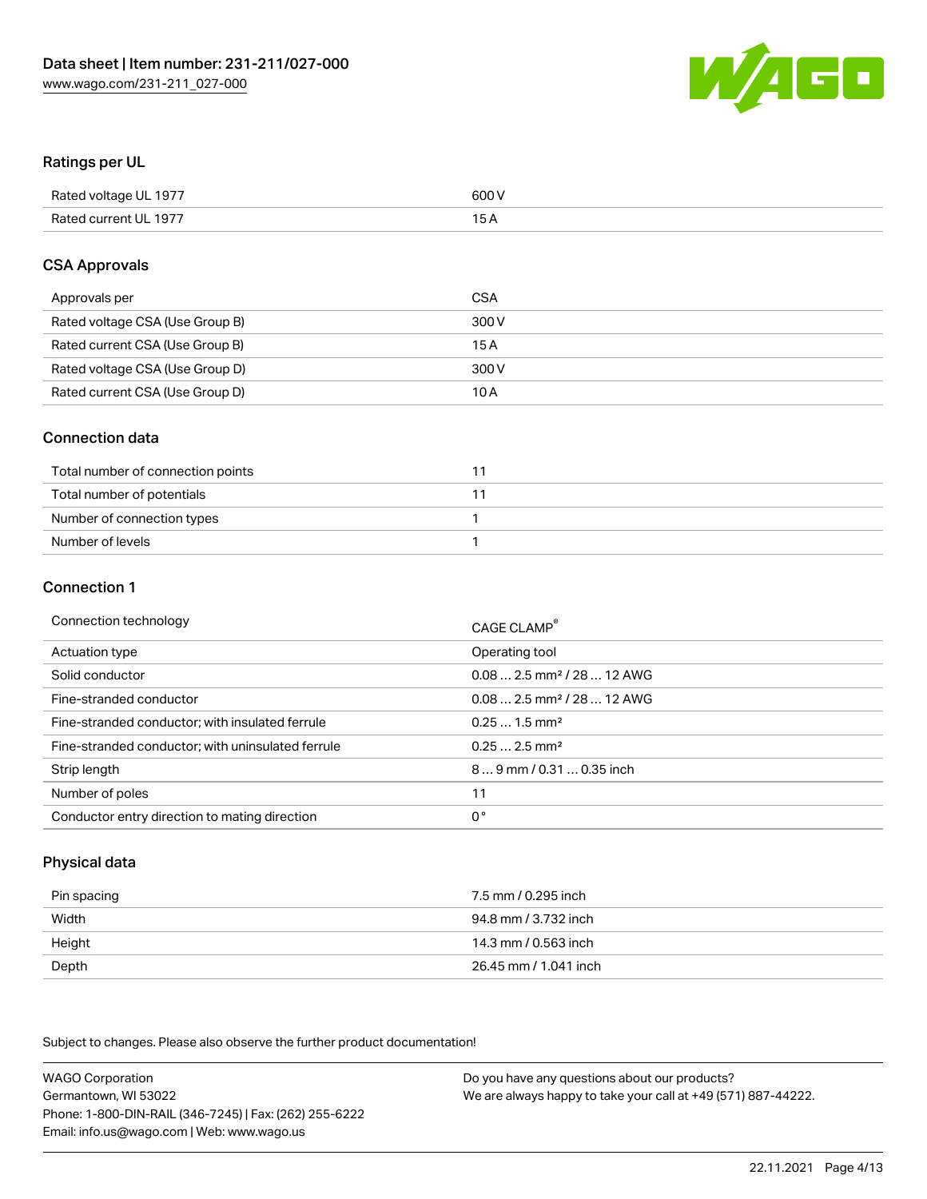## Ratings per UL

| | |
|---|---|
| Rated voltage UL 1977 | 600 V |
| Rated current UL 1977 | 15 A |

## CSA Approvals

| | |
|---|---|
| Approvals per | CSA |
| Rated voltage CSA (Use Group B) | 300 V |
| Rated current CSA (Use Group B) | 15 A |
| Rated voltage CSA (Use Group D) | 300 V |
| Rated current CSA (Use Group D) | 10 A |

## Connection data

| | |
|---|---|
| Total number of connection points | 11 |
| Total number of potentials | 11 |
| Number of connection types | 1 |
| Number of levels | 1 |

## Connection 1

| | |
|---|---|
| Connection technology | CAGE CLAMP® |
| Actuation type | Operating tool |
| Solid conductor | 0.08 … 2.5 mm² / 28 … 12 AWG |
| Fine-stranded conductor | 0.08 … 2.5 mm² / 28 … 12 AWG |
| Fine-stranded conductor; with insulated ferrule | 0.25 … 1.5 mm² |
| Fine-stranded conductor; with uninsulated ferrule | 0.25 … 2.5 mm² |
| Strip length | 8 … 9 mm / 0.31 … 0.35 inch |
| Number of poles | 11 |
| Conductor entry direction to mating direction | 0 ° |

## Physical data

| | |
|---|---|
| Pin spacing | 7.5 mm / 0.295 inch |
| Width | 94.8 mm / 3.732 inch |
| Height | 14.3 mm / 0.563 inch |
| Depth | 26.45 mm / 1.041 inch |

Subject to changes. Please also observe the further product documentation!

WAGO Corporation
Germantown, WI 53022
Phone: 1-800-DIN-RAIL (346-7245) | Fax: (262) 255-6222
Email: info.us@wago.com | Web: www.wago.us

Do you have any questions about our products?
We are always happy to take your call at +49 (571) 887-44222.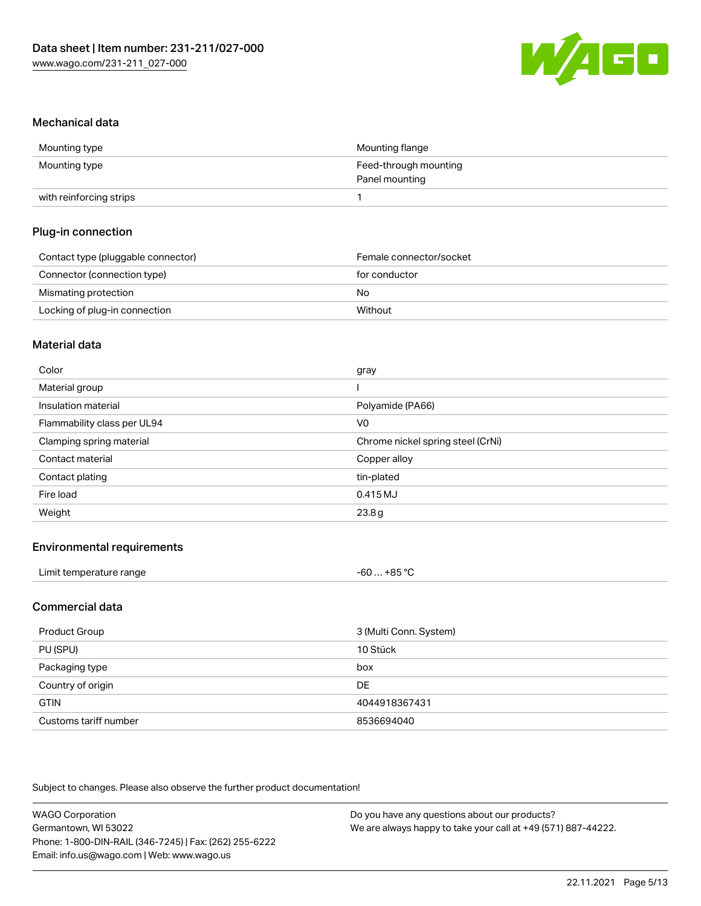## Mechanical data

| | |
|---|---|
| Mounting type | Mounting flange |
| Mounting type | Feed-through mounting<br>Panel mounting |
| with reinforcing strips | 1 |

## Plug-in connection

| | |
|---|---|
| Contact type (pluggable connector) | Female connector/socket |
| Connector (connection type) | for conductor |
| Mismating protection | No |
| Locking of plug-in connection | Without |

## Material data

| | |
|---|---|
| Color | gray |
| Material group | I |
| Insulation material | Polyamide (PA66) |
| Flammability class per UL94 | V0 |
| Clamping spring material | Chrome nickel spring steel (CrNi) |
| Contact material | Copper alloy |
| Contact plating | tin-plated |
| Fire load | 0.415 MJ |
| Weight | 23.8 g |

## Environmental requirements

| | |
|---|---|
| Limit temperature range | -60 … +85 °C |

## Commercial data

| | |
|---|---|
| Product Group | 3 (Multi Conn. System) |
| PU (SPU) | 10 Stück |
| Packaging type | box |
| Country of origin | DE |
| GTIN | 4044918367431 |
| Customs tariff number | 8536694040 |

Subject to changes. Please also observe the further product documentation!

WAGO Corporation
Germantown, WI 53022
Phone: 1-800-DIN-RAIL (346-7245) | Fax: (262) 255-6222
Email: info.us@wago.com | Web: www.wago.us

Do you have any questions about our products?
We are always happy to take your call at +49 (571) 887-44222.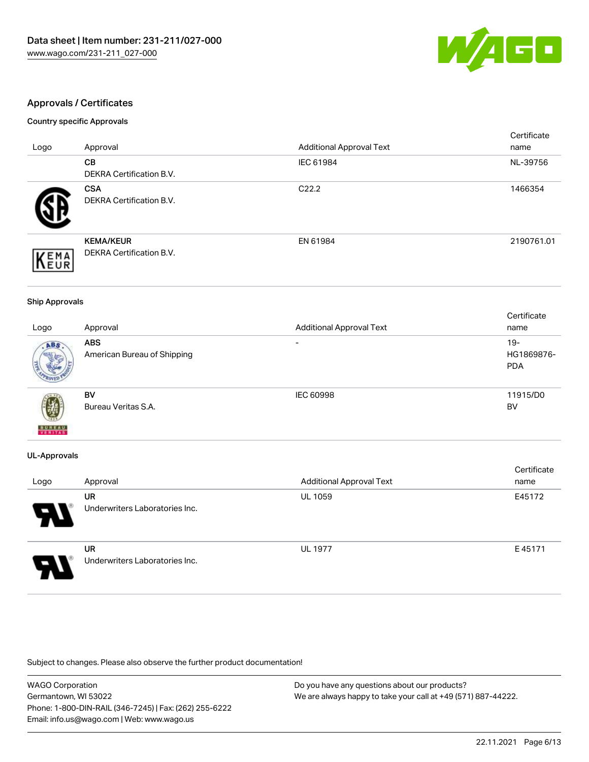## Approvals / Certificates

### Country specific Approvals

| Logo | Approval | Additional Approval Text | Certificate name |
| --- | --- | --- | --- |
| | **CB**<br>DEKRA Certification B.V. | IEC 61984 | NL-39756 |
| | **CSA**<br>DEKRA Certification B.V. | C22.2 | 1466354 |
| | **KEMA/KEUR**<br>DEKRA Certification B.V. | EN 61984 | 2190761.01 |

### Ship Approvals

| Logo | Approval | Additional Approval Text | Certificate name |
| --- | --- | --- | --- |
| | **ABS**<br>American Bureau of Shipping | - | 19-HG1869876-PDA |
| | **BV**<br>Bureau Veritas S.A. | IEC 60998 | 11915/D0 BV |

### UL-Approvals

| Logo | Approval | Additional Approval Text | Certificate name |
| --- | --- | --- | --- |
| | **UR**<br>Underwriters Laboratories Inc. | UL 1059 | E45172 |
| | **UR**<br>Underwriters Laboratories Inc. | UL 1977 | E 45171 |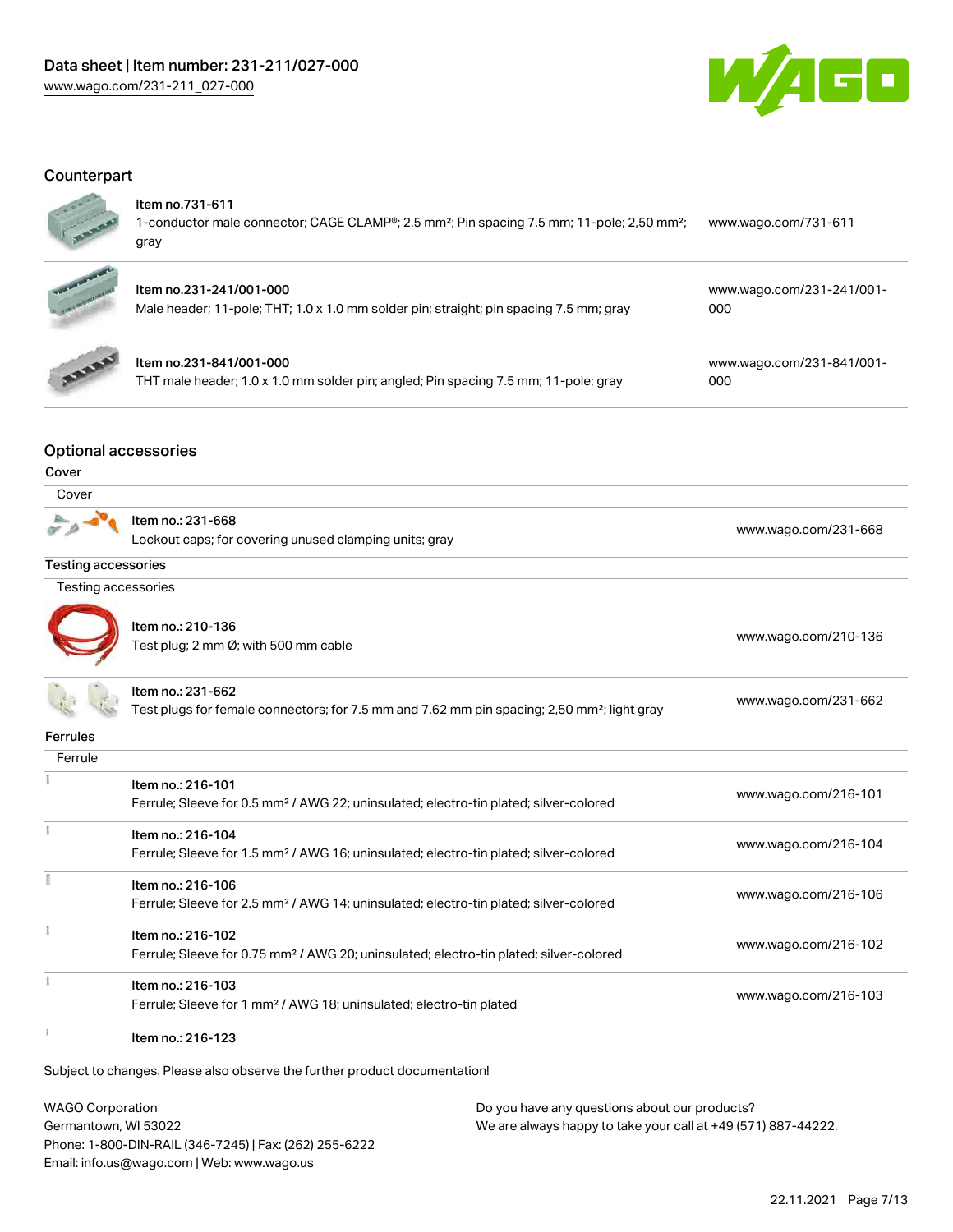## Counterpart

| Item | URL |
| --- | --- |
| Item no.731-611<br>1-conductor male connector; CAGE CLAMP®; 2.5 mm²; Pin spacing 7.5 mm; 11-pole; 2,50 mm²; gray | www.wago.com/731-611 |
| Item no.231-241/001-000<br>Male header; 11-pole; THT; 1.0 x 1.0 mm solder pin; straight; pin spacing 7.5 mm; gray | www.wago.com/231-241/001-000 |
| Item no.231-841/001-000<br>THT male header; 1.0 x 1.0 mm solder pin; angled; Pin spacing 7.5 mm; 11-pole; gray | www.wago.com/231-841/001-000 |

## Optional accessories

### Cover

| Cover | |
| --- | --- |
| Item no.: 231-668<br>Lockout caps; for covering unused clamping units; gray | www.wago.com/231-668 |

### Testing accessories

| Testing accessories | |
| --- | --- |
| Item no.: 210-136<br>Test plug; 2 mm Ø; with 500 mm cable | www.wago.com/210-136 |
| Item no.: 231-662<br>Test plugs for female connectors; for 7.5 mm and 7.62 mm pin spacing; 2,50 mm²; light gray | www.wago.com/231-662 |

### Ferrules

| Ferrule | |
| --- | --- |
| Item no.: 216-101<br>Ferrule; Sleeve for 0.5 mm² / AWG 22; uninsulated; electro-tin plated; silver-colored | www.wago.com/216-101 |
| Item no.: 216-104<br>Ferrule; Sleeve for 1.5 mm² / AWG 16; uninsulated; electro-tin plated; silver-colored | www.wago.com/216-104 |
| Item no.: 216-106<br>Ferrule; Sleeve for 2.5 mm² / AWG 14; uninsulated; electro-tin plated; silver-colored | www.wago.com/216-106 |
| Item no.: 216-102<br>Ferrule; Sleeve for 0.75 mm² / AWG 20; uninsulated; electro-tin plated; silver-colored | www.wago.com/216-102 |
| Item no.: 216-103<br>Ferrule; Sleeve for 1 mm² / AWG 18; uninsulated; electro-tin plated | www.wago.com/216-103 |
| Item no.: 216-123 | |

Subject to changes. Please also observe the further product documentation!

WAGO Corporation
Germantown, WI 53022
Phone: 1-800-DIN-RAIL (346-7245) | Fax: (262) 255-6222
Email: info.us@wago.com | Web: www.wago.us

Do you have any questions about our products?
We are always happy to take your call at +49 (571) 887-44222.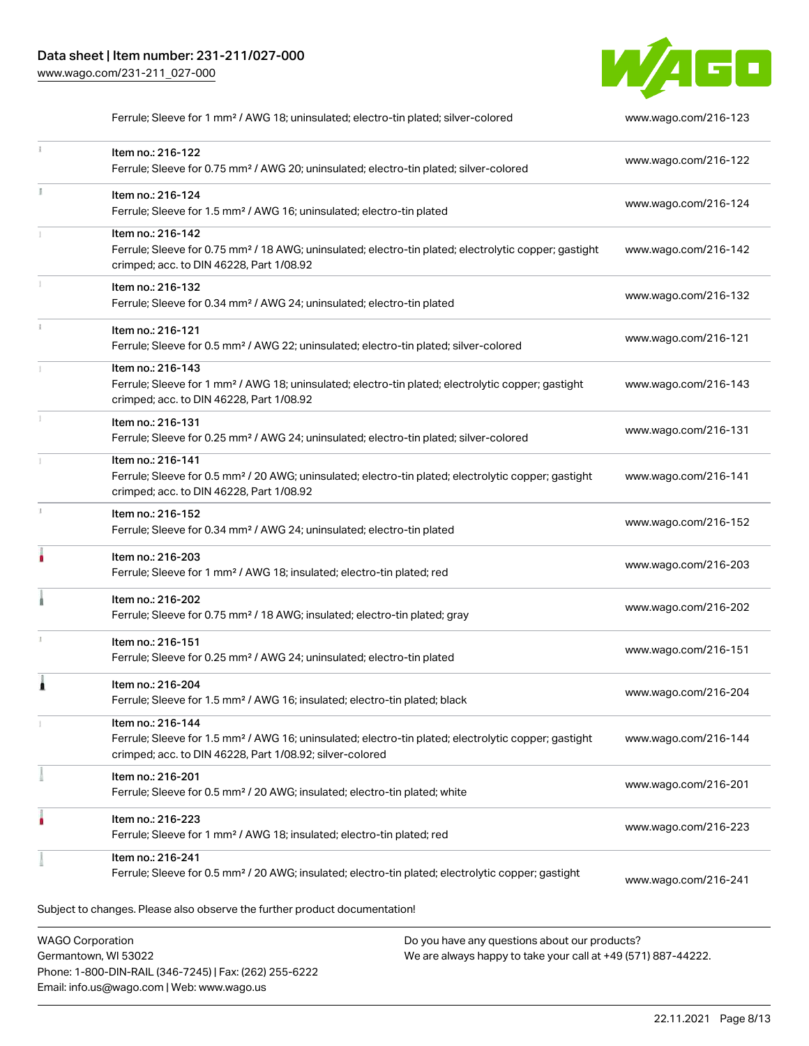| | | |
|---|---|---|
| | Ferrule; Sleeve for 1 mm² / AWG 18; uninsulated; electro-tin plated; silver-colored | www.wago.com/216-123 |
| | Item no.: 216-122<br>Ferrule; Sleeve for 0.75 mm² / AWG 20; uninsulated; electro-tin plated; silver-colored | www.wago.com/216-122 |
| | Item no.: 216-124<br>Ferrule; Sleeve for 1.5 mm² / AWG 16; uninsulated; electro-tin plated | www.wago.com/216-124 |
| | Item no.: 216-142<br>Ferrule; Sleeve for 0.75 mm² / 18 AWG; uninsulated; electro-tin plated; electrolytic copper; gastight crimped; acc. to DIN 46228, Part 1/08.92 | www.wago.com/216-142 |
| | Item no.: 216-132<br>Ferrule; Sleeve for 0.34 mm² / AWG 24; uninsulated; electro-tin plated | www.wago.com/216-132 |
| | Item no.: 216-121<br>Ferrule; Sleeve for 0.5 mm² / AWG 22; uninsulated; electro-tin plated; silver-colored | www.wago.com/216-121 |
| | Item no.: 216-143<br>Ferrule; Sleeve for 1 mm² / AWG 18; uninsulated; electro-tin plated; electrolytic copper; gastight crimped; acc. to DIN 46228, Part 1/08.92 | www.wago.com/216-143 |
| | Item no.: 216-131<br>Ferrule; Sleeve for 0.25 mm² / AWG 24; uninsulated; electro-tin plated; silver-colored | www.wago.com/216-131 |
| | Item no.: 216-141<br>Ferrule; Sleeve for 0.5 mm² / 20 AWG; uninsulated; electro-tin plated; electrolytic copper; gastight crimped; acc. to DIN 46228, Part 1/08.92 | www.wago.com/216-141 |
| | Item no.: 216-152<br>Ferrule; Sleeve for 0.34 mm² / AWG 24; uninsulated; electro-tin plated | www.wago.com/216-152 |
| | Item no.: 216-203<br>Ferrule; Sleeve for 1 mm² / AWG 18; insulated; electro-tin plated; red | www.wago.com/216-203 |
| | Item no.: 216-202<br>Ferrule; Sleeve for 0.75 mm² / 18 AWG; insulated; electro-tin plated; gray | www.wago.com/216-202 |
| | Item no.: 216-151<br>Ferrule; Sleeve for 0.25 mm² / AWG 24; uninsulated; electro-tin plated | www.wago.com/216-151 |
| | Item no.: 216-204<br>Ferrule; Sleeve for 1.5 mm² / AWG 16; insulated; electro-tin plated; black | www.wago.com/216-204 |
| | Item no.: 216-144<br>Ferrule; Sleeve for 1.5 mm² / AWG 16; uninsulated; electro-tin plated; electrolytic copper; gastight crimped; acc. to DIN 46228, Part 1/08.92; silver-colored | www.wago.com/216-144 |
| | Item no.: 216-201<br>Ferrule; Sleeve for 0.5 mm² / 20 AWG; insulated; electro-tin plated; white | www.wago.com/216-201 |
| | Item no.: 216-223<br>Ferrule; Sleeve for 1 mm² / AWG 18; insulated; electro-tin plated; red | www.wago.com/216-223 |
| | Item no.: 216-241<br>Ferrule; Sleeve for 0.5 mm² / 20 AWG; insulated; electro-tin plated; electrolytic copper; gastight | www.wago.com/216-241 |

Subject to changes. Please also observe the further product documentation!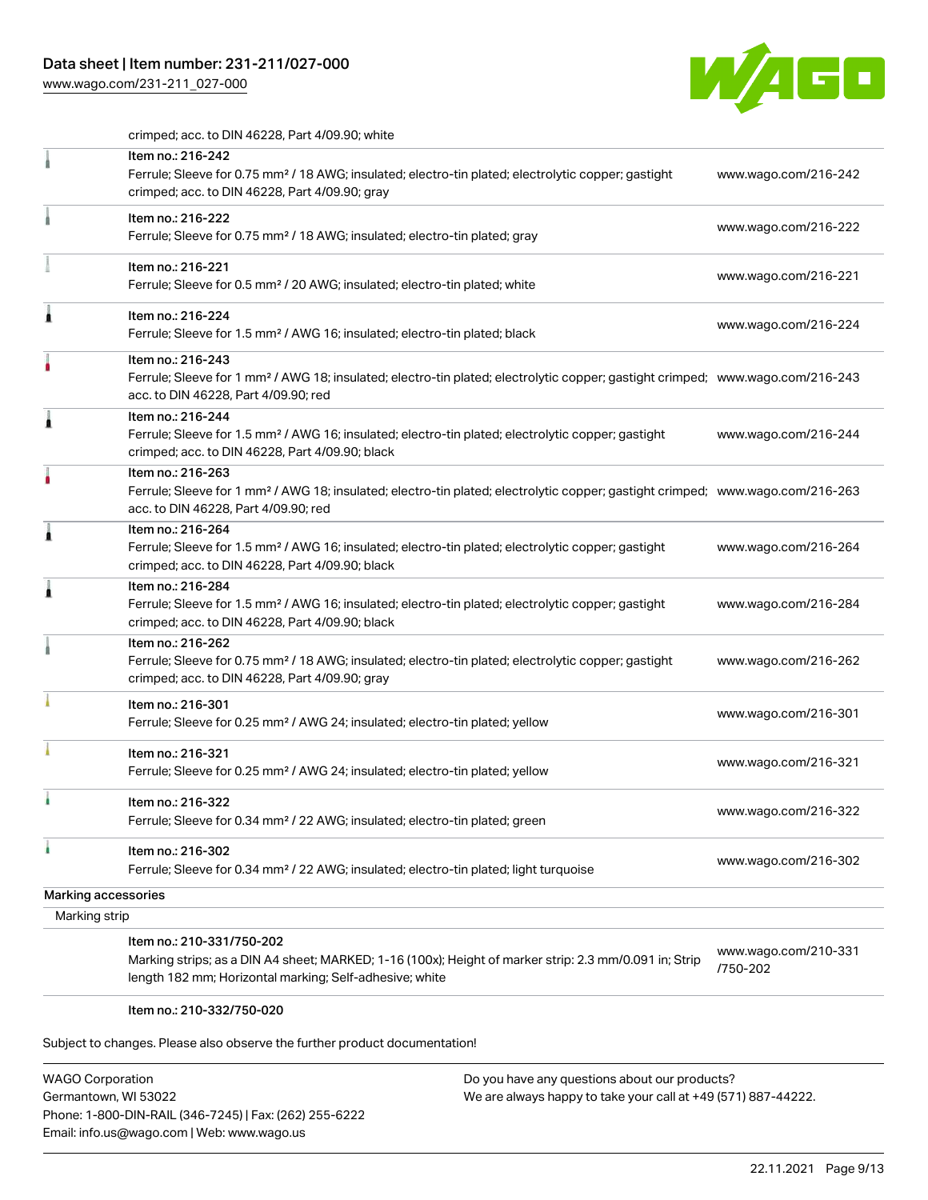| | | |
|---|---|---|
| | crimped; acc. to DIN 46228, Part 4/09.90; white | |
| | Item no.: 216-242<br>Ferrule; Sleeve for 0.75 mm² / 18 AWG; insulated; electro-tin plated; electrolytic copper; gastight crimped; acc. to DIN 46228, Part 4/09.90; gray | www.wago.com/216-242 |
| | Item no.: 216-222<br>Ferrule; Sleeve for 0.75 mm² / 18 AWG; insulated; electro-tin plated; gray | www.wago.com/216-222 |
| | Item no.: 216-221<br>Ferrule; Sleeve for 0.5 mm² / 20 AWG; insulated; electro-tin plated; white | www.wago.com/216-221 |
| | Item no.: 216-224<br>Ferrule; Sleeve for 1.5 mm² / AWG 16; insulated; electro-tin plated; black | www.wago.com/216-224 |
| | Item no.: 216-243<br>Ferrule; Sleeve for 1 mm² / AWG 18; insulated; electro-tin plated; electrolytic copper; gastight crimped; acc. to DIN 46228, Part 4/09.90; red | www.wago.com/216-243 |
| | Item no.: 216-244<br>Ferrule; Sleeve for 1.5 mm² / AWG 16; insulated; electro-tin plated; electrolytic copper; gastight crimped; acc. to DIN 46228, Part 4/09.90; black | www.wago.com/216-244 |
| | Item no.: 216-263<br>Ferrule; Sleeve for 1 mm² / AWG 18; insulated; electro-tin plated; electrolytic copper; gastight crimped; acc. to DIN 46228, Part 4/09.90; red | www.wago.com/216-263 |
| | Item no.: 216-264<br>Ferrule; Sleeve for 1.5 mm² / AWG 16; insulated; electro-tin plated; electrolytic copper; gastight crimped; acc. to DIN 46228, Part 4/09.90; black | www.wago.com/216-264 |
| | Item no.: 216-284<br>Ferrule; Sleeve for 1.5 mm² / AWG 16; insulated; electro-tin plated; electrolytic copper; gastight crimped; acc. to DIN 46228, Part 4/09.90; black | www.wago.com/216-284 |
| | Item no.: 216-262<br>Ferrule; Sleeve for 0.75 mm² / 18 AWG; insulated; electro-tin plated; electrolytic copper; gastight crimped; acc. to DIN 46228, Part 4/09.90; gray | www.wago.com/216-262 |
| | Item no.: 216-301<br>Ferrule; Sleeve for 0.25 mm² / AWG 24; insulated; electro-tin plated; yellow | www.wago.com/216-301 |
| | Item no.: 216-321<br>Ferrule; Sleeve for 0.25 mm² / AWG 24; insulated; electro-tin plated; yellow | www.wago.com/216-321 |
| | Item no.: 216-322<br>Ferrule; Sleeve for 0.34 mm² / 22 AWG; insulated; electro-tin plated; green | www.wago.com/216-322 |
| | Item no.: 216-302<br>Ferrule; Sleeve for 0.34 mm² / 22 AWG; insulated; electro-tin plated; light turquoise | www.wago.com/216-302 |
| Marking accessories | | |
| Marking strip | | |
| | Item no.: 210-331/750-202<br>Marking strips; as a DIN A4 sheet; MARKED; 1-16 (100x); Height of marker strip: 2.3 mm/0.091 in; Strip length 182 mm; Horizontal marking; Self-adhesive; white | www.wago.com/210-331/750-202 |
| | Item no.: 210-332/750-020 | |

Subject to changes. Please also observe the further product documentation!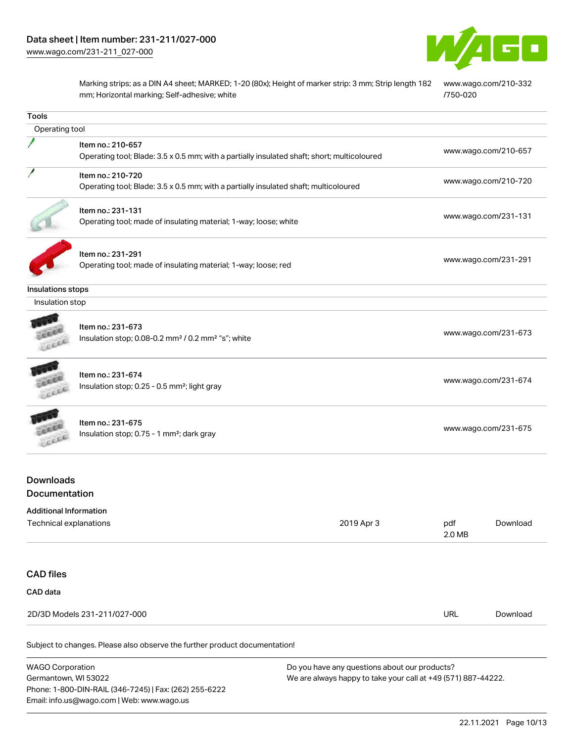| | | |
|---|---|---|
| | Marking strips; as a DIN A4 sheet; MARKED; 1-20 (80x); Height of marker strip: 3 mm; Strip length 182 mm; Horizontal marking; Self-adhesive; white | www.wago.com/210-332/750-020 |

**Tools**

Operating tool

| | | |
|---|---|---|
| | Item no.: 210-657<br>Operating tool; Blade: 3.5 x 0.5 mm; with a partially insulated shaft; short; multicoloured | www.wago.com/210-657 |
| | Item no.: 210-720<br>Operating tool; Blade: 3.5 x 0.5 mm; with a partially insulated shaft; multicoloured | www.wago.com/210-720 |
| | Item no.: 231-131<br>Operating tool; made of insulating material; 1-way; loose; white | www.wago.com/231-131 |
| | Item no.: 231-291<br>Operating tool; made of insulating material; 1-way; loose; red | www.wago.com/231-291 |

**Insulations stops**

Insulation stop

| | | |
|---|---|---|
| | Item no.: 231-673<br>Insulation stop; 0.08-0.2 mm² / 0.2 mm² "s"; white | www.wago.com/231-673 |
| | Item no.: 231-674<br>Insulation stop; 0.25 - 0.5 mm²; light gray | www.wago.com/231-674 |
| | Item no.: 231-675<br>Insulation stop; 0.75 - 1 mm²; dark gray | www.wago.com/231-675 |

## Downloads

## Documentation

**Additional Information**

| | | | |
|---|---|---|---|
| Technical explanations | 2019 Apr 3 | pdf<br>2.0 MB | Download |

## CAD files

**CAD data**

| | | |
|---|---|---|
| 2D/3D Models 231-211/027-000 | URL | Download |

Subject to changes. Please also observe the further product documentation!

WAGO Corporation
Germantown, WI 53022
Phone: 1-800-DIN-RAIL (346-7245) | Fax: (262) 255-6222
Email: info.us@wago.com | Web: www.wago.us

Do you have any questions about our products?
We are always happy to take your call at +49 (571) 887-44222.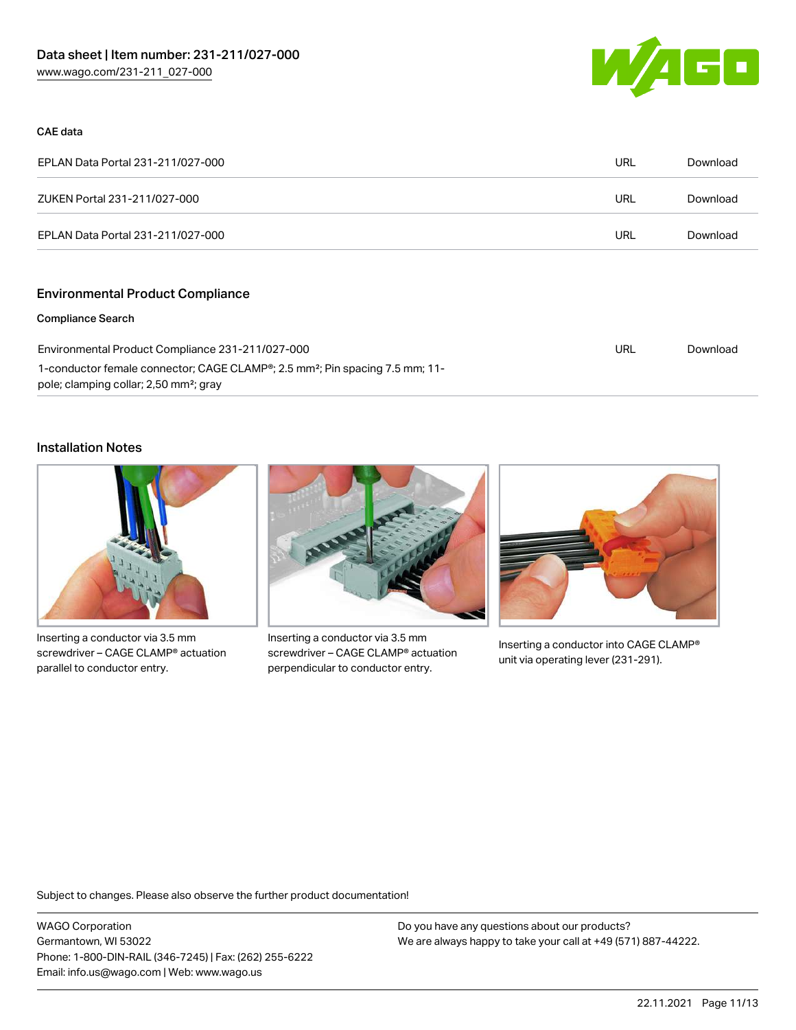### CAE data

| | | |
|---|---|---|
| EPLAN Data Portal 231-211/027-000 | URL | Download |
| ZUKEN Portal 231-211/027-000 | URL | Download |
| EPLAN Data Portal 231-211/027-000 | URL | Download |

## Environmental Product Compliance

### Compliance Search

| | | |
|---|---|---|
| Environmental Product Compliance 231-211/027-000<br>1-conductor female connector; CAGE CLAMP®; 2.5 mm²; Pin spacing 7.5 mm; 11-pole; clamping collar; 2,50 mm²; gray | URL | Download |

## Installation Notes

Inserting a conductor via 3.5 mm screwdriver – CAGE CLAMP® actuation parallel to conductor entry.

Inserting a conductor via 3.5 mm screwdriver – CAGE CLAMP® actuation perpendicular to conductor entry.

Inserting a conductor into CAGE CLAMP® unit via operating lever (231-291).

Subject to changes. Please also observe the further product documentation!

WAGO Corporation
Germantown, WI 53022
Phone: 1-800-DIN-RAIL (346-7245) | Fax: (262) 255-6222
Email: info.us@wago.com | Web: www.wago.us

Do you have any questions about our products?
We are always happy to take your call at +49 (571) 887-44222.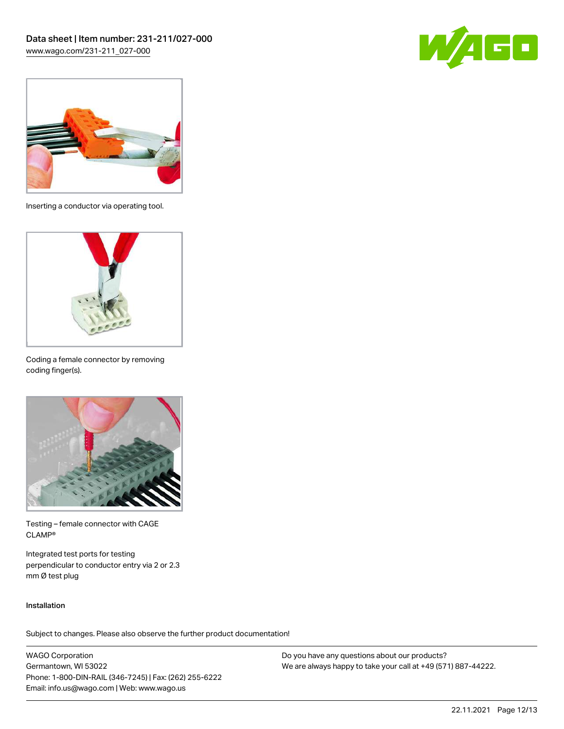Inserting a conductor via operating tool.

Coding a female connector by removing coding finger(s).

Testing – female connector with CAGE CLAMP®

Integrated test ports for testing perpendicular to conductor entry via 2 or 2.3 mm Ø test plug

Installation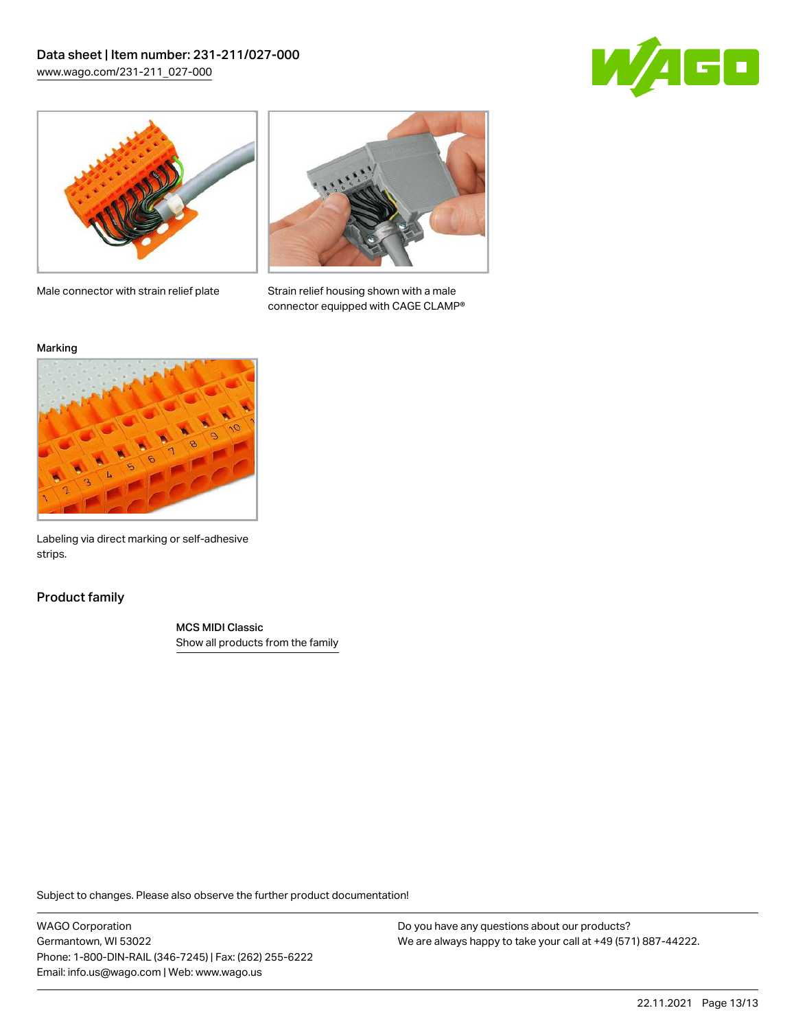Male connector with strain relief plate

Strain relief housing shown with a male connector equipped with CAGE CLAMP®

Marking

Labeling via direct marking or self-adhesive strips.

## Product family

MCS MIDI Classic
Show all products from the family

Subject to changes. Please also observe the further product documentation!

WAGO Corporation
Germantown, WI 53022
Phone: 1-800-DIN-RAIL (346-7245) | Fax: (262) 255-6222
Email: info.us@wago.com | Web: www.wago.us

Do you have any questions about our products?
We are always happy to take your call at +49 (571) 887-44222.